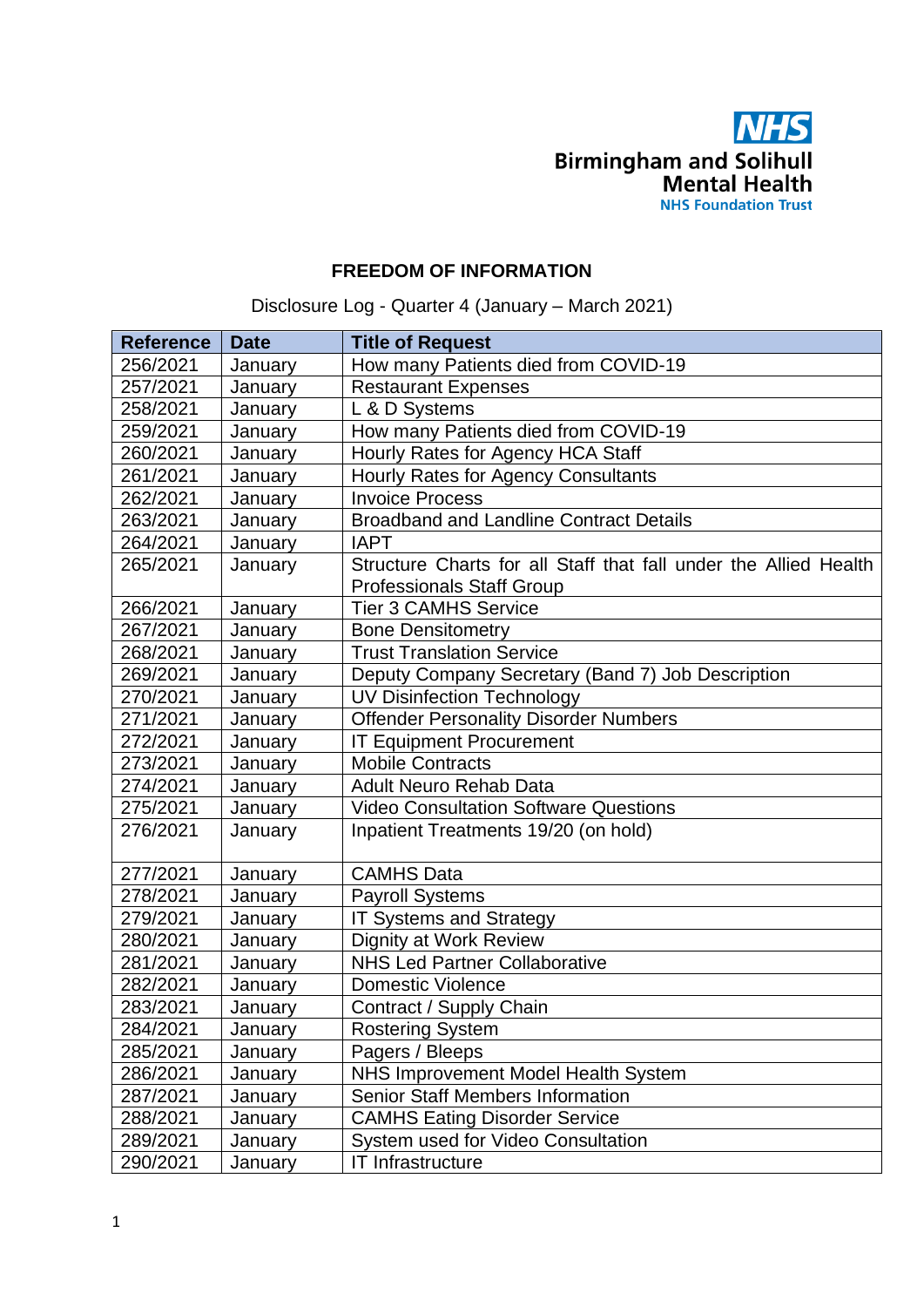Birmingham and Solihull Mental Health NHS Foundation Trust

# FREEDOM OF INFORMATION

Disclosure Log - Quarter 4 (January – March 2021)

| Reference | Date | Title of Request |
|---|---|---|
| 256/2021 | January | How many Patients died from COVID-19 |
| 257/2021 | January | Restaurant Expenses |
| 258/2021 | January | L & D Systems |
| 259/2021 | January | How many Patients died from COVID-19 |
| 260/2021 | January | Hourly Rates for Agency HCA Staff |
| 261/2021 | January | Hourly Rates for Agency Consultants |
| 262/2021 | January | Invoice Process |
| 263/2021 | January | Broadband and Landline Contract Details |
| 264/2021 | January | IAPT |
| 265/2021 | January | Structure Charts for all Staff that fall under the Allied Health Professionals Staff Group |
| 266/2021 | January | Tier 3 CAMHS Service |
| 267/2021 | January | Bone Densitometry |
| 268/2021 | January | Trust Translation Service |
| 269/2021 | January | Deputy Company Secretary (Band 7) Job Description |
| 270/2021 | January | UV Disinfection Technology |
| 271/2021 | January | Offender Personality Disorder Numbers |
| 272/2021 | January | IT Equipment Procurement |
| 273/2021 | January | Mobile Contracts |
| 274/2021 | January | Adult Neuro Rehab Data |
| 275/2021 | January | Video Consultation Software Questions |
| 276/2021 | January | Inpatient Treatments 19/20 (on hold) |
| 277/2021 | January | CAMHS Data |
| 278/2021 | January | Payroll Systems |
| 279/2021 | January | IT Systems and Strategy |
| 280/2021 | January | Dignity at Work Review |
| 281/2021 | January | NHS Led Partner Collaborative |
| 282/2021 | January | Domestic Violence |
| 283/2021 | January | Contract / Supply Chain |
| 284/2021 | January | Rostering System |
| 285/2021 | January | Pagers / Bleeps |
| 286/2021 | January | NHS Improvement Model Health System |
| 287/2021 | January | Senior Staff Members Information |
| 288/2021 | January | CAMHS Eating Disorder Service |
| 289/2021 | January | System used for Video Consultation |
| 290/2021 | January | IT Infrastructure |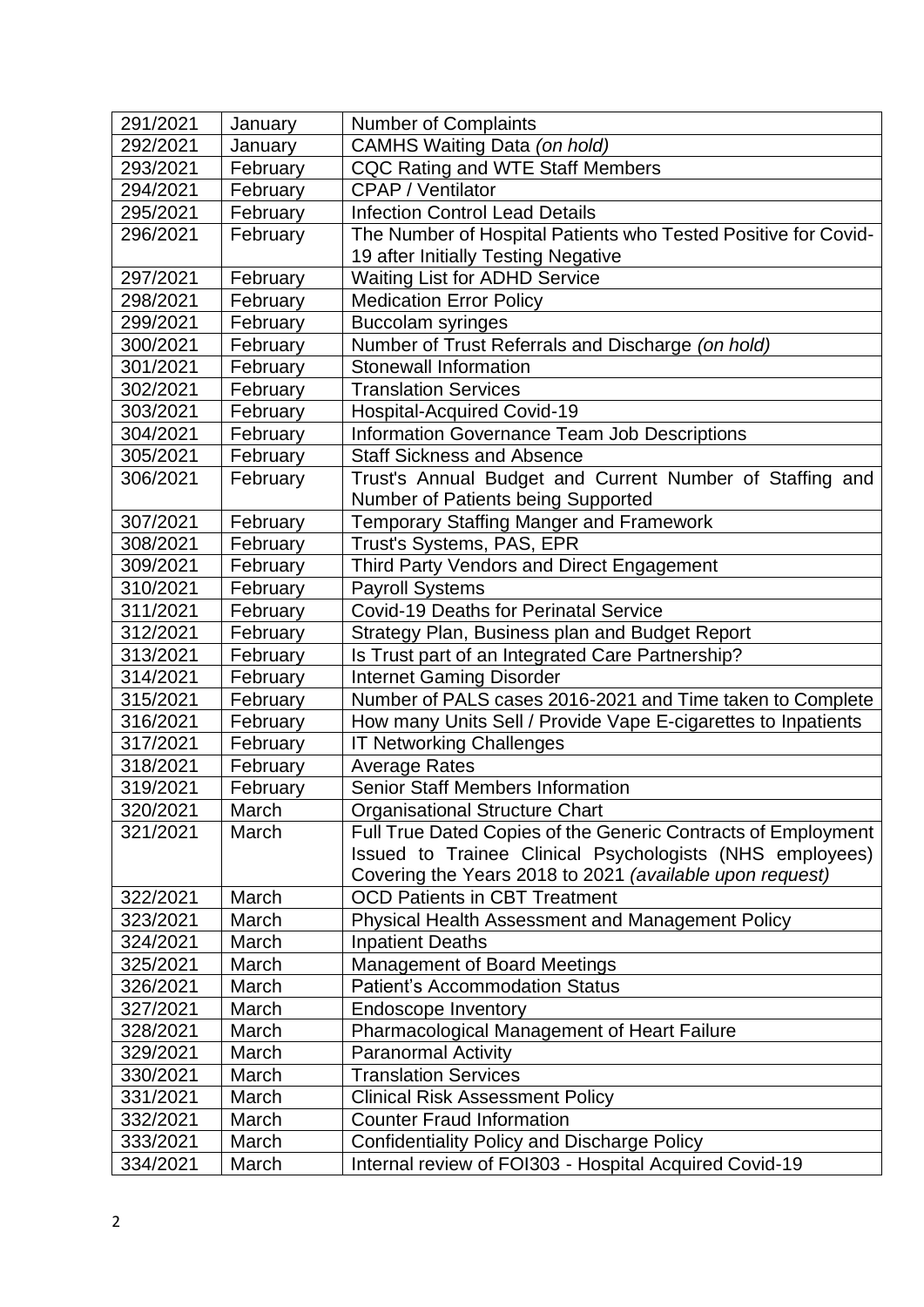| 291/2021 | January | Number of Complaints |
|---|---|---|
| 292/2021 | January | CAMHS Waiting Data *(on hold)* |
| 293/2021 | February | CQC Rating and WTE Staff Members |
| 294/2021 | February | CPAP / Ventilator |
| 295/2021 | February | Infection Control Lead Details |
| 296/2021 | February | The Number of Hospital Patients who Tested Positive for Covid-19 after Initially Testing Negative |
| 297/2021 | February | Waiting List for ADHD Service |
| 298/2021 | February | Medication Error Policy |
| 299/2021 | February | Buccolam syringes |
| 300/2021 | February | Number of Trust Referrals and Discharge *(on hold)* |
| 301/2021 | February | Stonewall Information |
| 302/2021 | February | Translation Services |
| 303/2021 | February | Hospital-Acquired Covid-19 |
| 304/2021 | February | Information Governance Team Job Descriptions |
| 305/2021 | February | Staff Sickness and Absence |
| 306/2021 | February | Trust's Annual Budget and Current Number of Staffing and Number of Patients being Supported |
| 307/2021 | February | Temporary Staffing Manger and Framework |
| 308/2021 | February | Trust's Systems, PAS, EPR |
| 309/2021 | February | Third Party Vendors and Direct Engagement |
| 310/2021 | February | Payroll Systems |
| 311/2021 | February | Covid-19 Deaths for Perinatal Service |
| 312/2021 | February | Strategy Plan, Business plan and Budget Report |
| 313/2021 | February | Is Trust part of an Integrated Care Partnership? |
| 314/2021 | February | Internet Gaming Disorder |
| 315/2021 | February | Number of PALS cases 2016-2021 and Time taken to Complete |
| 316/2021 | February | How many Units Sell / Provide Vape E-cigarettes to Inpatients |
| 317/2021 | February | IT Networking Challenges |
| 318/2021 | February | Average Rates |
| 319/2021 | February | Senior Staff Members Information |
| 320/2021 | March | Organisational Structure Chart |
| 321/2021 | March | Full True Dated Copies of the Generic Contracts of Employment Issued to Trainee Clinical Psychologists (NHS employees) Covering the Years 2018 to 2021 *(available upon request)* |
| 322/2021 | March | OCD Patients in CBT Treatment |
| 323/2021 | March | Physical Health Assessment and Management Policy |
| 324/2021 | March | Inpatient Deaths |
| 325/2021 | March | Management of Board Meetings |
| 326/2021 | March | Patient's Accommodation Status |
| 327/2021 | March | Endoscope Inventory |
| 328/2021 | March | Pharmacological Management of Heart Failure |
| 329/2021 | March | Paranormal Activity |
| 330/2021 | March | Translation Services |
| 331/2021 | March | Clinical Risk Assessment Policy |
| 332/2021 | March | Counter Fraud Information |
| 333/2021 | March | Confidentiality Policy and Discharge Policy |
| 334/2021 | March | Internal review of FOI303 - Hospital Acquired Covid-19 |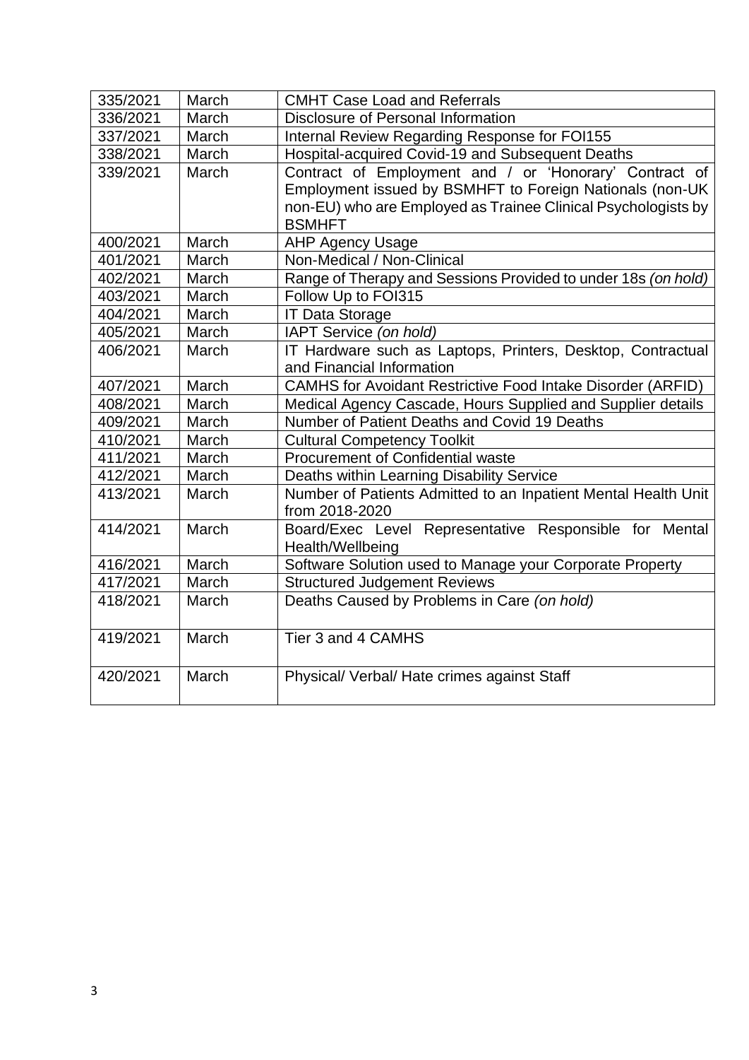| | | |
|---|---|---|
| 335/2021 | March | CMHT Case Load and Referrals |
| 336/2021 | March | Disclosure of Personal Information |
| 337/2021 | March | Internal Review Regarding Response for FOI155 |
| 338/2021 | March | Hospital-acquired Covid-19 and Subsequent Deaths |
| 339/2021 | March | Contract of Employment and / or 'Honorary' Contract of Employment issued by BSMHFT to Foreign Nationals (non-UK non-EU) who are Employed as Trainee Clinical Psychologists by BSMHFT |
| 400/2021 | March | AHP Agency Usage |
| 401/2021 | March | Non-Medical / Non-Clinical |
| 402/2021 | March | Range of Therapy and Sessions Provided to under 18s *(on hold)* |
| 403/2021 | March | Follow Up to FOI315 |
| 404/2021 | March | IT Data Storage |
| 405/2021 | March | IAPT Service *(on hold)* |
| 406/2021 | March | IT Hardware such as Laptops, Printers, Desktop, Contractual and Financial Information |
| 407/2021 | March | CAMHS for Avoidant Restrictive Food Intake Disorder (ARFID) |
| 408/2021 | March | Medical Agency Cascade, Hours Supplied and Supplier details |
| 409/2021 | March | Number of Patient Deaths and Covid 19 Deaths |
| 410/2021 | March | Cultural Competency Toolkit |
| 411/2021 | March | Procurement of Confidential waste |
| 412/2021 | March | Deaths within Learning Disability Service |
| 413/2021 | March | Number of Patients Admitted to an Inpatient Mental Health Unit from 2018-2020 |
| 414/2021 | March | Board/Exec Level Representative Responsible for Mental Health/Wellbeing |
| 416/2021 | March | Software Solution used to Manage your Corporate Property |
| 417/2021 | March | Structured Judgement Reviews |
| 418/2021 | March | Deaths Caused by Problems in Care *(on hold)* |
| 419/2021 | March | Tier 3 and 4 CAMHS |
| 420/2021 | March | Physical/ Verbal/ Hate crimes against Staff |